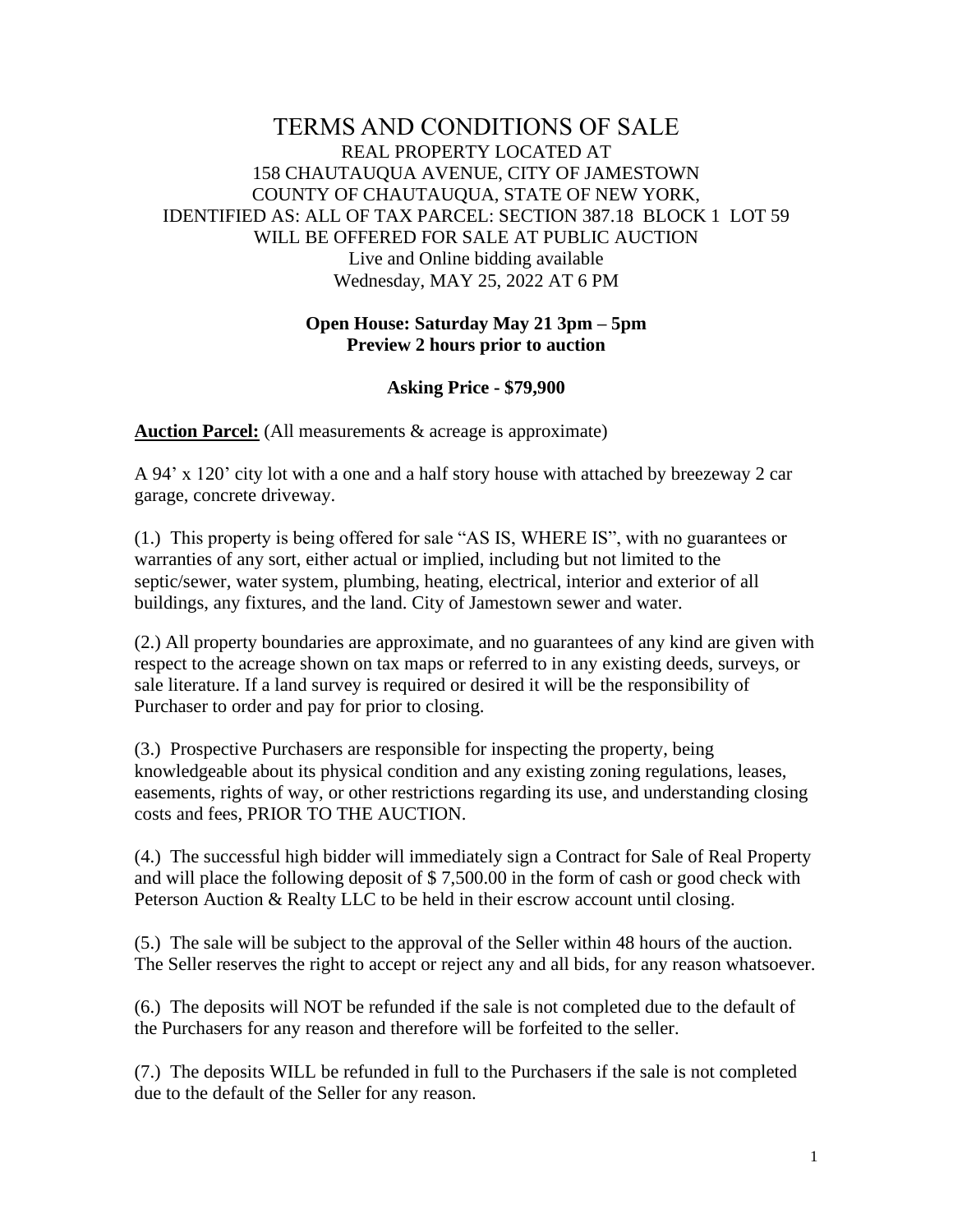# TERMS AND CONDITIONS OF SALE

REAL PROPERTY LOCATED AT
158 CHAUTAUQUA AVENUE, CITY OF JAMESTOWN
COUNTY OF CHAUTAUQUA, STATE OF NEW YORK,
IDENTIFIED AS: ALL OF TAX PARCEL: SECTION 387.18 BLOCK 1 LOT 59
WILL BE OFFERED FOR SALE AT PUBLIC AUCTION
Live and Online bidding available
Wednesday, MAY 25, 2022 AT 6 PM

**Open House: Saturday May 21 3pm – 5pm**
**Preview 2 hours prior to auction**

**Asking Price - $79,900**

**Auction Parcel:** (All measurements & acreage is approximate)

A 94' x 120' city lot with a one and a half story house with attached by breezeway 2 car garage, concrete driveway.

(1.) This property is being offered for sale "AS IS, WHERE IS", with no guarantees or warranties of any sort, either actual or implied, including but not limited to the septic/sewer, water system, plumbing, heating, electrical, interior and exterior of all buildings, any fixtures, and the land. City of Jamestown sewer and water.

(2.) All property boundaries are approximate, and no guarantees of any kind are given with respect to the acreage shown on tax maps or referred to in any existing deeds, surveys, or sale literature. If a land survey is required or desired it will be the responsibility of Purchaser to order and pay for prior to closing.

(3.) Prospective Purchasers are responsible for inspecting the property, being knowledgeable about its physical condition and any existing zoning regulations, leases, easements, rights of way, or other restrictions regarding its use, and understanding closing costs and fees, PRIOR TO THE AUCTION.

(4.) The successful high bidder will immediately sign a Contract for Sale of Real Property and will place the following deposit of $ 7,500.00 in the form of cash or good check with Peterson Auction & Realty LLC to be held in their escrow account until closing.

(5.) The sale will be subject to the approval of the Seller within 48 hours of the auction. The Seller reserves the right to accept or reject any and all bids, for any reason whatsoever.

(6.) The deposits will NOT be refunded if the sale is not completed due to the default of the Purchasers for any reason and therefore will be forfeited to the seller.

(7.) The deposits WILL be refunded in full to the Purchasers if the sale is not completed due to the default of the Seller for any reason.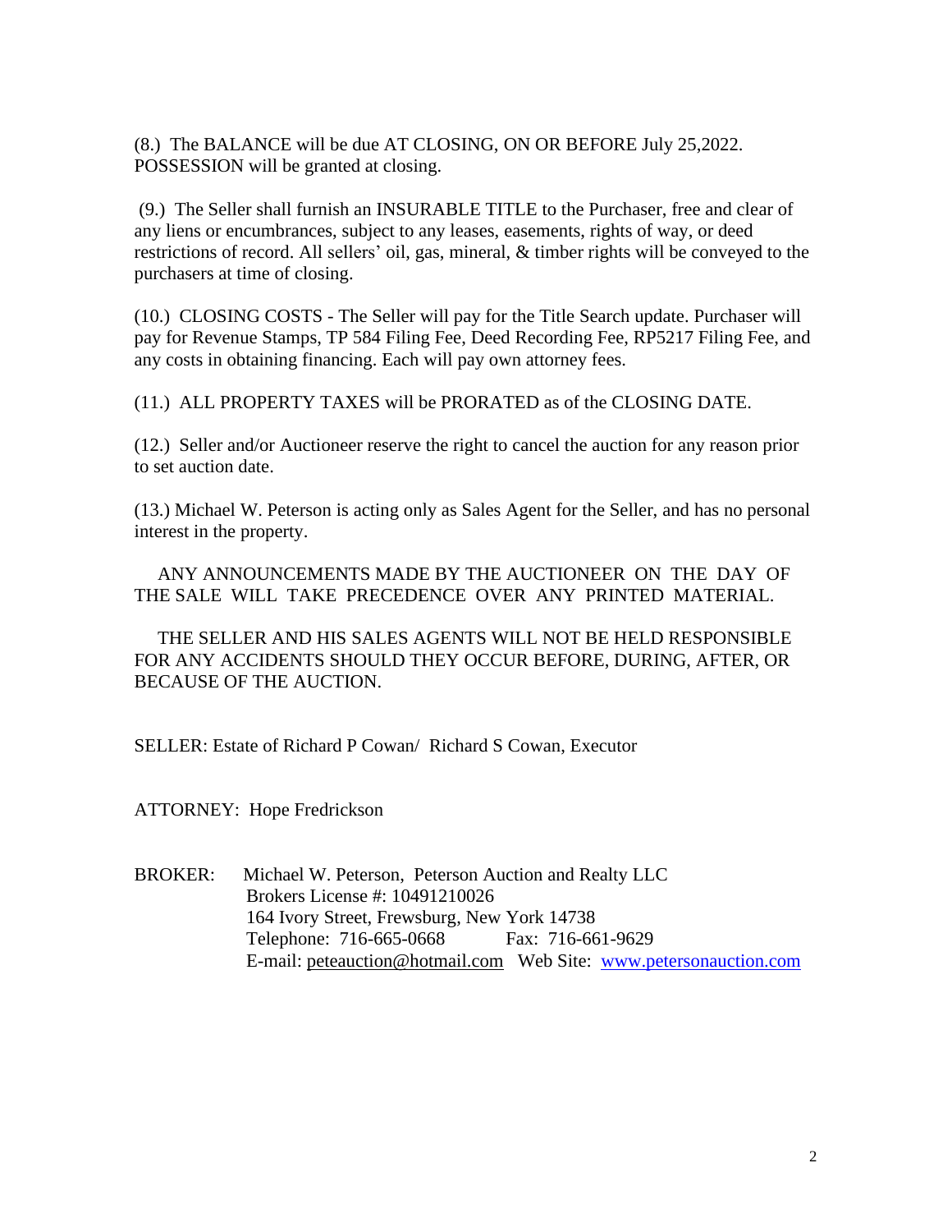(8.) The BALANCE will be due AT CLOSING, ON OR BEFORE July 25,2022. POSSESSION will be granted at closing.

(9.) The Seller shall furnish an INSURABLE TITLE to the Purchaser, free and clear of any liens or encumbrances, subject to any leases, easements, rights of way, or deed restrictions of record. All sellers' oil, gas, mineral, & timber rights will be conveyed to the purchasers at time of closing.

(10.) CLOSING COSTS - The Seller will pay for the Title Search update. Purchaser will pay for Revenue Stamps, TP 584 Filing Fee, Deed Recording Fee, RP5217 Filing Fee, and any costs in obtaining financing. Each will pay own attorney fees.

(11.) ALL PROPERTY TAXES will be PRORATED as of the CLOSING DATE.

(12.) Seller and/or Auctioneer reserve the right to cancel the auction for any reason prior to set auction date.

(13.) Michael W. Peterson is acting only as Sales Agent for the Seller, and has no personal interest in the property.

ANY ANNOUNCEMENTS MADE BY THE AUCTIONEER ON THE DAY OF THE SALE WILL TAKE PRECEDENCE OVER ANY PRINTED MATERIAL.

THE SELLER AND HIS SALES AGENTS WILL NOT BE HELD RESPONSIBLE FOR ANY ACCIDENTS SHOULD THEY OCCUR BEFORE, DURING, AFTER, OR BECAUSE OF THE AUCTION.

SELLER: Estate of Richard P Cowan/ Richard S Cowan, Executor

ATTORNEY: Hope Fredrickson

BROKER: Michael W. Peterson, Peterson Auction and Realty LLC
Brokers License #: 10491210026
164 Ivory Street, Frewsburg, New York 14738
Telephone: 716-665-0668 Fax: 716-661-9629
E-mail: peteauction@hotmail.com Web Site: www.petersonauction.com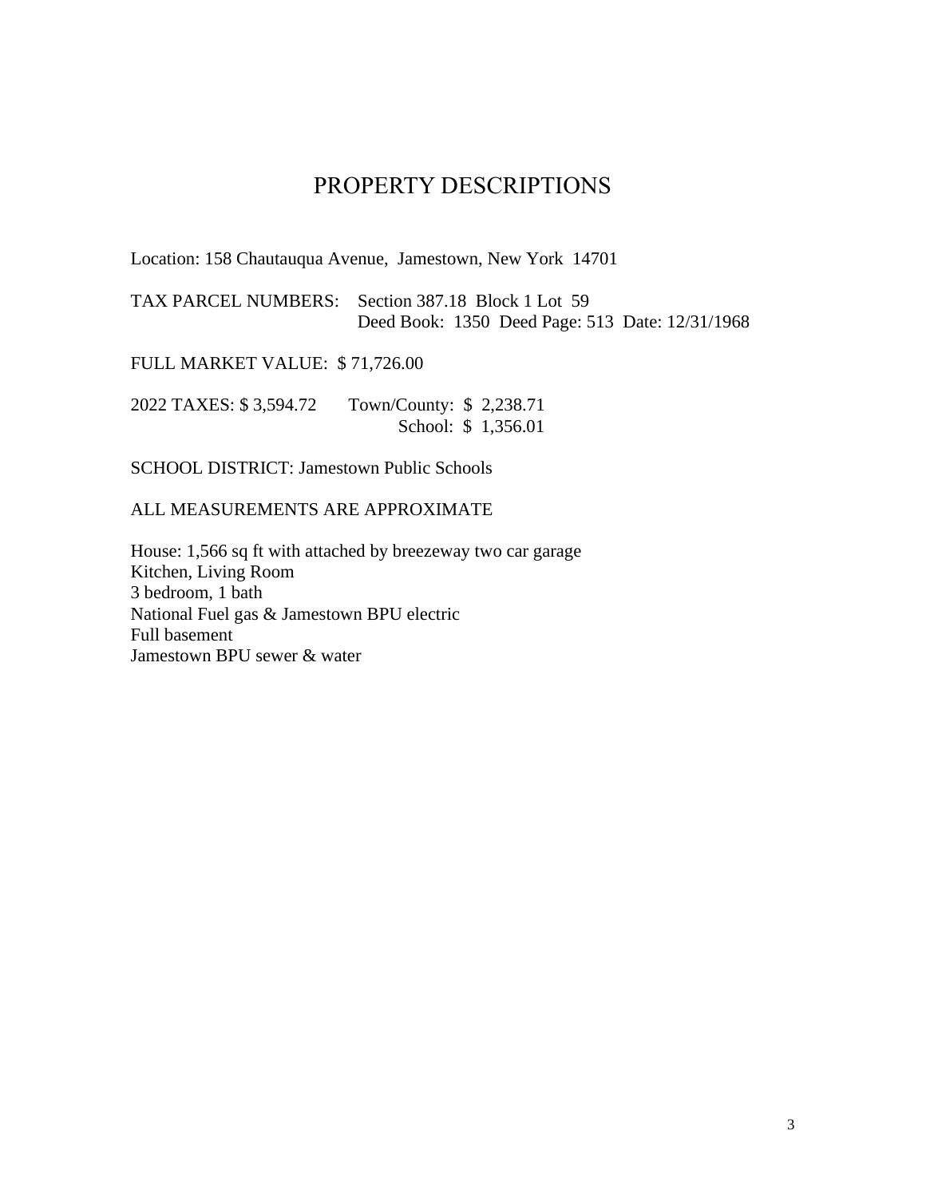# PROPERTY DESCRIPTIONS

Location: 158 Chautauqua Avenue, Jamestown, New York 14701

TAX PARCEL NUMBERS: Section 387.18 Block 1 Lot 59
Deed Book: 1350 Deed Page: 513 Date: 12/31/1968

FULL MARKET VALUE: $ 71,726.00

2022 TAXES: $ 3,594.72 Town/County: $ 2,238.71
School: $ 1,356.01

SCHOOL DISTRICT: Jamestown Public Schools

ALL MEASUREMENTS ARE APPROXIMATE

House: 1,566 sq ft with attached by breezeway two car garage
Kitchen, Living Room
3 bedroom, 1 bath
National Fuel gas & Jamestown BPU electric
Full basement
Jamestown BPU sewer & water